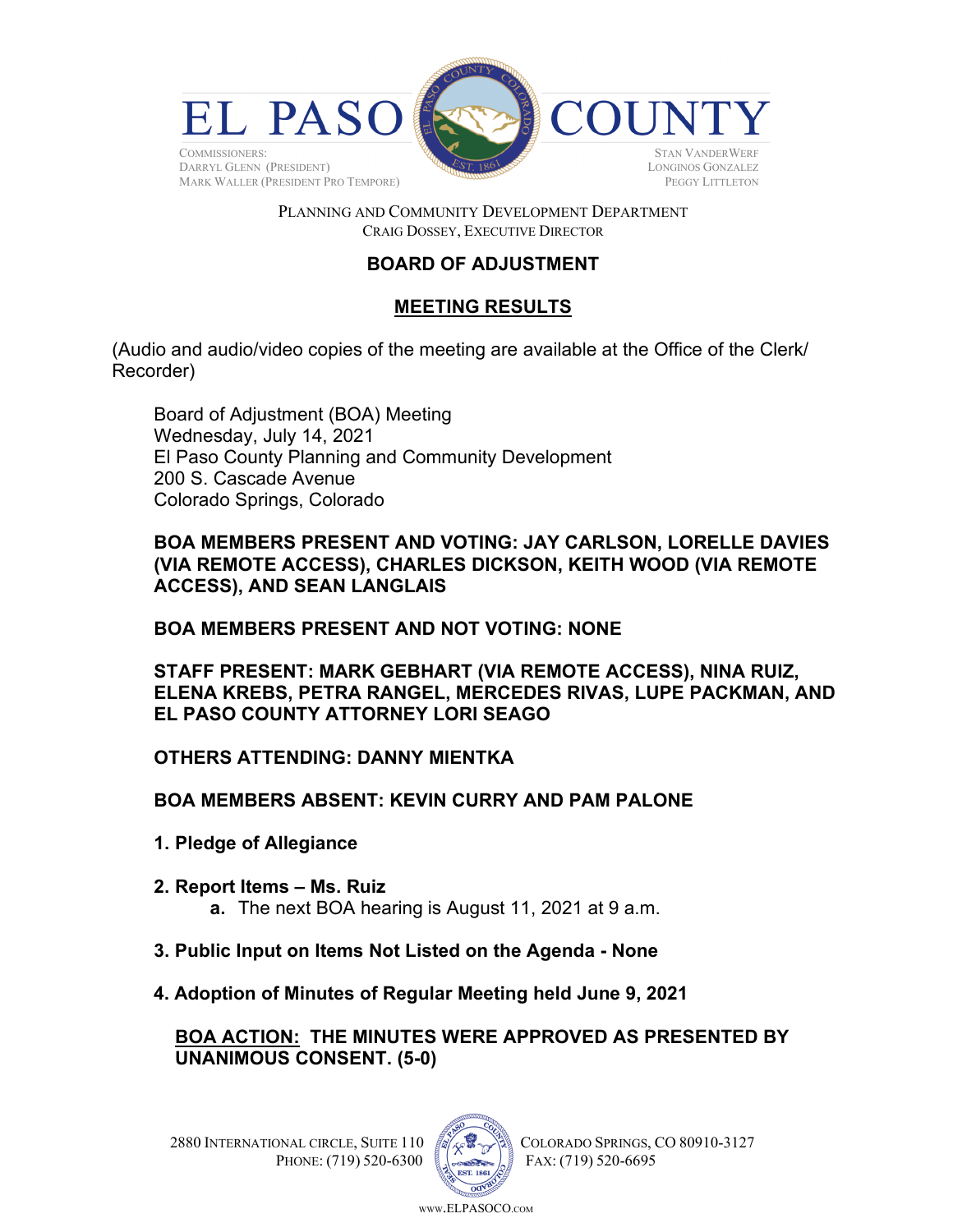# EL PASO COUNTY

COMMISSIONERS:
DARRYL GLENN (PRESIDENT)
MARK WALLER (PRESIDENT PRO TEMPORE)

STAN VANDERWERF
LONGINOS GONZALEZ
PEGGY LITTLETON

PLANNING AND COMMUNITY DEVELOPMENT DEPARTMENT
CRAIG DOSSEY, EXECUTIVE DIRECTOR

## BOARD OF ADJUSTMENT

## MEETING RESULTS

(Audio and audio/video copies of the meeting are available at the Office of the Clerk/ Recorder)

Board of Adjustment (BOA) Meeting
Wednesday, July 14, 2021
El Paso County Planning and Community Development
200 S. Cascade Avenue
Colorado Springs, Colorado

**BOA MEMBERS PRESENT AND VOTING: JAY CARLSON, LORELLE DAVIES (VIA REMOTE ACCESS), CHARLES DICKSON, KEITH WOOD (VIA REMOTE ACCESS), AND SEAN LANGLAIS**

**BOA MEMBERS PRESENT AND NOT VOTING: NONE**

**STAFF PRESENT: MARK GEBHART (VIA REMOTE ACCESS), NINA RUIZ, ELENA KREBS, PETRA RANGEL, MERCEDES RIVAS, LUPE PACKMAN, AND EL PASO COUNTY ATTORNEY LORI SEAGO**

**OTHERS ATTENDING: DANNY MIENTKA**

**BOA MEMBERS ABSENT: KEVIN CURRY AND PAM PALONE**

1. **Pledge of Allegiance**

2. **Report Items – Ms. Ruiz**
   - **a.** The next BOA hearing is August 11, 2021 at 9 a.m.

3. **Public Input on Items Not Listed on the Agenda - None**

4. **Adoption of Minutes of Regular Meeting held June 9, 2021**

**BOA ACTION: THE MINUTES WERE APPROVED AS PRESENTED BY UNANIMOUS CONSENT. (5-0)**

2880 INTERNATIONAL CIRCLE, SUITE 110 COLORADO SPRINGS, CO 80910-3127
PHONE: (719) 520-6300 FAX: (719) 520-6695
WWW.ELPASOCO.COM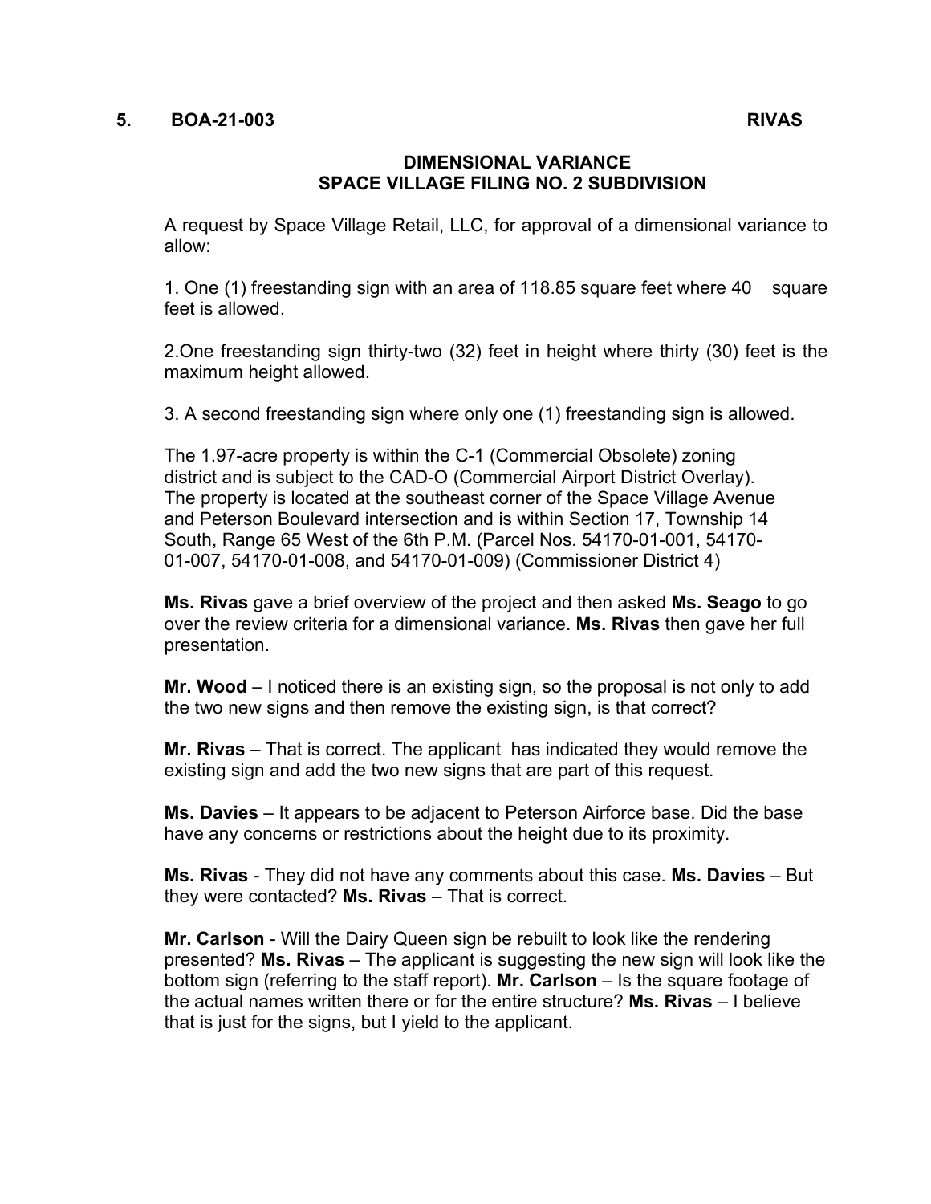**5. BOA-21-003 RIVAS**

**DIMENSIONAL VARIANCE**
**SPACE VILLAGE FILING NO. 2 SUBDIVISION**

A request by Space Village Retail, LLC, for approval of a dimensional variance to allow:

1. One (1) freestanding sign with an area of 118.85 square feet where 40 square feet is allowed.

2.One freestanding sign thirty-two (32) feet in height where thirty (30) feet is the maximum height allowed.

3. A second freestanding sign where only one (1) freestanding sign is allowed.

The 1.97-acre property is within the C-1 (Commercial Obsolete) zoning district and is subject to the CAD-O (Commercial Airport District Overlay). The property is located at the southeast corner of the Space Village Avenue and Peterson Boulevard intersection and is within Section 17, Township 14 South, Range 65 West of the 6th P.M. (Parcel Nos. 54170-01-001, 54170-01-007, 54170-01-008, and 54170-01-009) (Commissioner District 4)

**Ms. Rivas** gave a brief overview of the project and then asked **Ms. Seago** to go over the review criteria for a dimensional variance. **Ms. Rivas** then gave her full presentation.

**Mr. Wood** – I noticed there is an existing sign, so the proposal is not only to add the two new signs and then remove the existing sign, is that correct?

**Mr. Rivas** – That is correct. The applicant has indicated they would remove the existing sign and add the two new signs that are part of this request.

**Ms. Davies** – It appears to be adjacent to Peterson Airforce base. Did the base have any concerns or restrictions about the height due to its proximity.

**Ms. Rivas** - They did not have any comments about this case. **Ms. Davies** – But they were contacted? **Ms. Rivas** – That is correct.

**Mr. Carlson** - Will the Dairy Queen sign be rebuilt to look like the rendering presented? **Ms. Rivas** – The applicant is suggesting the new sign will look like the bottom sign (referring to the staff report). **Mr. Carlson** – Is the square footage of the actual names written there or for the entire structure? **Ms. Rivas** – I believe that is just for the signs, but I yield to the applicant.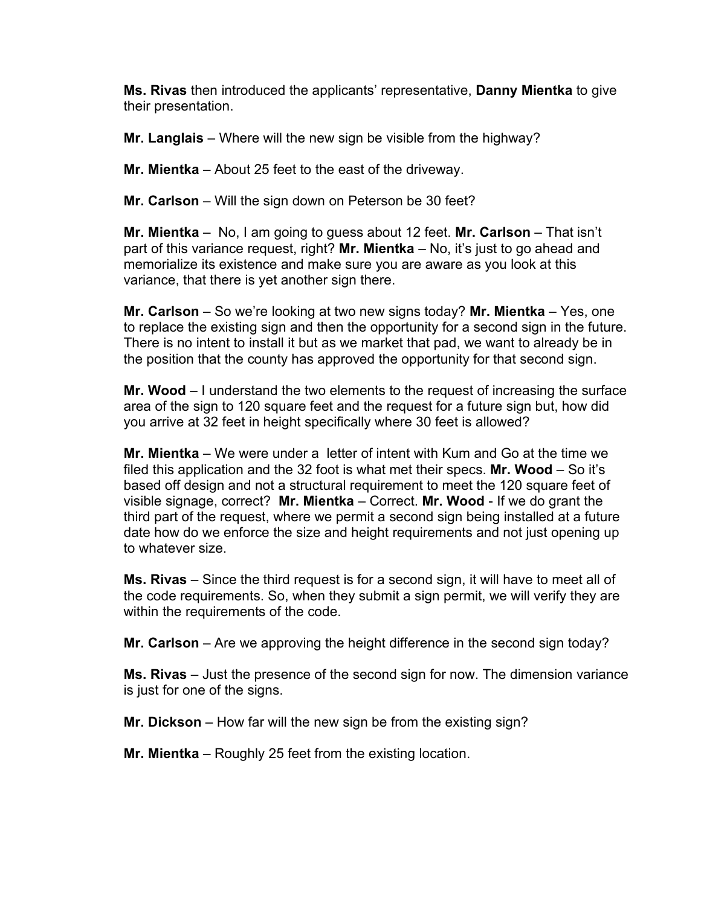**Ms. Rivas** then introduced the applicants' representative, **Danny Mientka** to give their presentation.

**Mr. Langlais** – Where will the new sign be visible from the highway?

**Mr. Mientka** – About 25 feet to the east of the driveway.

**Mr. Carlson** – Will the sign down on Peterson be 30 feet?

**Mr. Mientka** – No, I am going to guess about 12 feet. **Mr. Carlson** – That isn't part of this variance request, right? **Mr. Mientka** – No, it's just to go ahead and memorialize its existence and make sure you are aware as you look at this variance, that there is yet another sign there.

**Mr. Carlson** – So we're looking at two new signs today? **Mr. Mientka** – Yes, one to replace the existing sign and then the opportunity for a second sign in the future. There is no intent to install it but as we market that pad, we want to already be in the position that the county has approved the opportunity for that second sign.

**Mr. Wood** – I understand the two elements to the request of increasing the surface area of the sign to 120 square feet and the request for a future sign but, how did you arrive at 32 feet in height specifically where 30 feet is allowed?

**Mr. Mientka** – We were under a letter of intent with Kum and Go at the time we filed this application and the 32 foot is what met their specs. **Mr. Wood** – So it's based off design and not a structural requirement to meet the 120 square feet of visible signage, correct? **Mr. Mientka** – Correct. **Mr. Wood** - If we do grant the third part of the request, where we permit a second sign being installed at a future date how do we enforce the size and height requirements and not just opening up to whatever size.

**Ms. Rivas** – Since the third request is for a second sign, it will have to meet all of the code requirements. So, when they submit a sign permit, we will verify they are within the requirements of the code.

**Mr. Carlson** – Are we approving the height difference in the second sign today?

**Ms. Rivas** – Just the presence of the second sign for now. The dimension variance is just for one of the signs.

**Mr. Dickson** – How far will the new sign be from the existing sign?

**Mr. Mientka** – Roughly 25 feet from the existing location.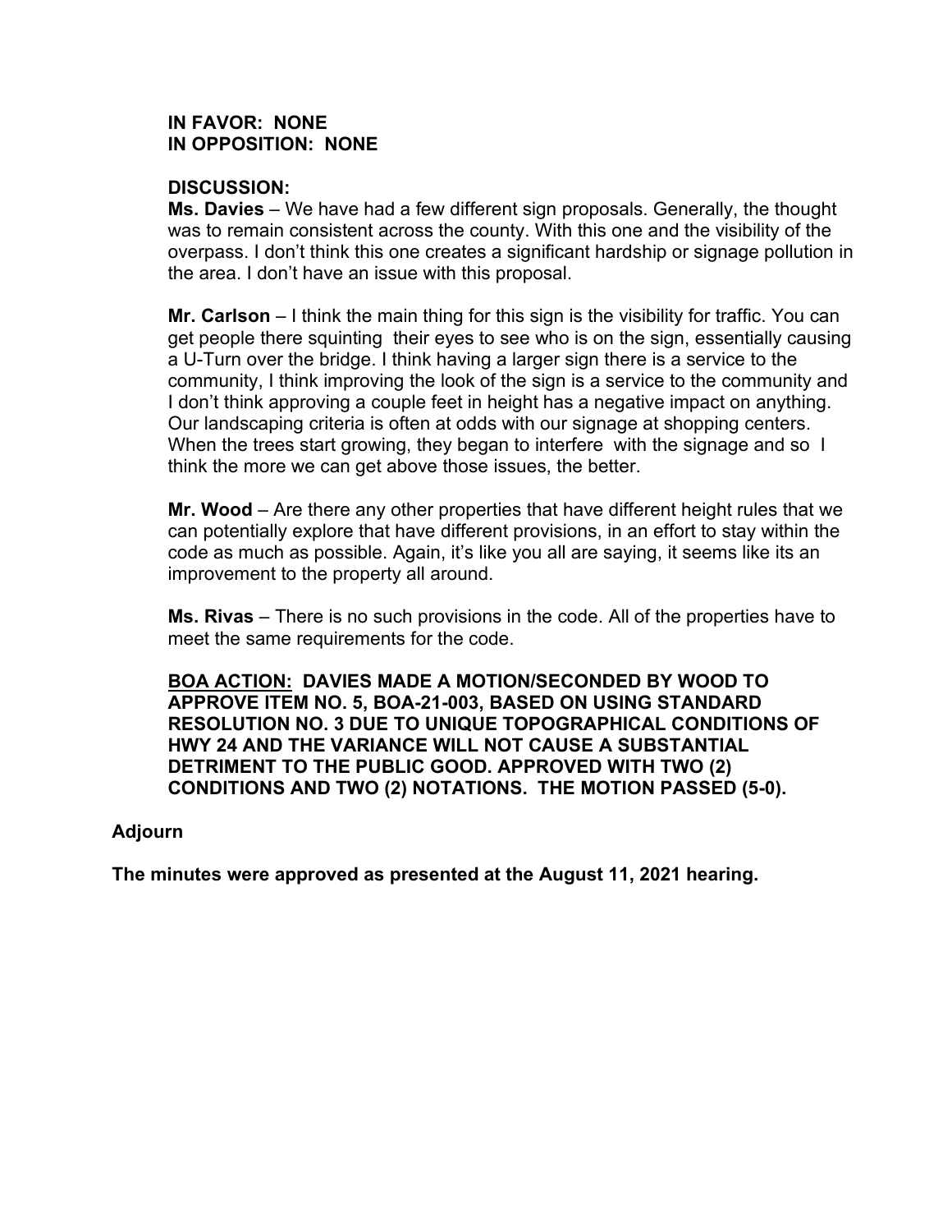**IN FAVOR: NONE**
**IN OPPOSITION: NONE**

**DISCUSSION:**

**Ms. Davies** – We have had a few different sign proposals. Generally, the thought was to remain consistent across the county. With this one and the visibility of the overpass. I don't think this one creates a significant hardship or signage pollution in the area. I don't have an issue with this proposal.

**Mr. Carlson** – I think the main thing for this sign is the visibility for traffic. You can get people there squinting their eyes to see who is on the sign, essentially causing a U-Turn over the bridge. I think having a larger sign there is a service to the community, I think improving the look of the sign is a service to the community and I don't think approving a couple feet in height has a negative impact on anything. Our landscaping criteria is often at odds with our signage at shopping centers. When the trees start growing, they began to interfere with the signage and so I think the more we can get above those issues, the better.

**Mr. Wood** – Are there any other properties that have different height rules that we can potentially explore that have different provisions, in an effort to stay within the code as much as possible. Again, it's like you all are saying, it seems like its an improvement to the property all around.

**Ms. Rivas** – There is no such provisions in the code. All of the properties have to meet the same requirements for the code.

**<u>BOA ACTION:</u> DAVIES MADE A MOTION/SECONDED BY WOOD TO APPROVE ITEM NO. 5, BOA-21-003, BASED ON USING STANDARD RESOLUTION NO. 3 DUE TO UNIQUE TOPOGRAPHICAL CONDITIONS OF HWY 24 AND THE VARIANCE WILL NOT CAUSE A SUBSTANTIAL DETRIMENT TO THE PUBLIC GOOD. APPROVED WITH TWO (2) CONDITIONS AND TWO (2) NOTATIONS. THE MOTION PASSED (5-0).**

**Adjourn**

**The minutes were approved as presented at the August 11, 2021 hearing.**